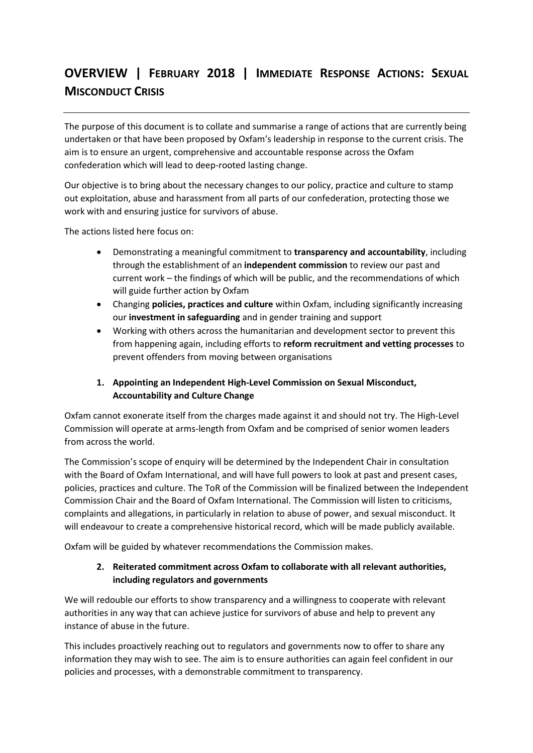# OVERVIEW | FEBRUARY 2018 | IMMEDIATE RESPONSE ACTIONS: SEXUAL MISCONDUCT CRISIS

The purpose of this document is to collate and summarise a range of actions that are currently being undertaken or that have been proposed by Oxfam's leadership in response to the current crisis. The aim is to ensure an urgent, comprehensive and accountable response across the Oxfam confederation which will lead to deep-rooted lasting change.

Our objective is to bring about the necessary changes to our policy, practice and culture to stamp out exploitation, abuse and harassment from all parts of our confederation, protecting those we work with and ensuring justice for survivors of abuse.

The actions listed here focus on:

- Demonstrating a meaningful commitment to **transparency and accountability**, including through the establishment of an **independent commission** to review our past and current work – the findings of which will be public, and the recommendations of which will guide further action by Oxfam
- Changing **policies, practices and culture** within Oxfam, including significantly increasing our **investment in safeguarding** and in gender training and support
- Working with others across the humanitarian and development sector to prevent this from happening again, including efforts to **reform recruitment and vetting processes** to prevent offenders from moving between organisations

### 1. Appointing an Independent High-Level Commission on Sexual Misconduct, Accountability and Culture Change

Oxfam cannot exonerate itself from the charges made against it and should not try. The High-Level Commission will operate at arms-length from Oxfam and be comprised of senior women leaders from across the world.

The Commission's scope of enquiry will be determined by the Independent Chair in consultation with the Board of Oxfam International, and will have full powers to look at past and present cases, policies, practices and culture. The ToR of the Commission will be finalized between the Independent Commission Chair and the Board of Oxfam International. The Commission will listen to criticisms, complaints and allegations, in particularly in relation to abuse of power, and sexual misconduct. It will endeavour to create a comprehensive historical record, which will be made publicly available.

Oxfam will be guided by whatever recommendations the Commission makes.

### 2. Reiterated commitment across Oxfam to collaborate with all relevant authorities, including regulators and governments

We will redouble our efforts to show transparency and a willingness to cooperate with relevant authorities in any way that can achieve justice for survivors of abuse and help to prevent any instance of abuse in the future.

This includes proactively reaching out to regulators and governments now to offer to share any information they may wish to see. The aim is to ensure authorities can again feel confident in our policies and processes, with a demonstrable commitment to transparency.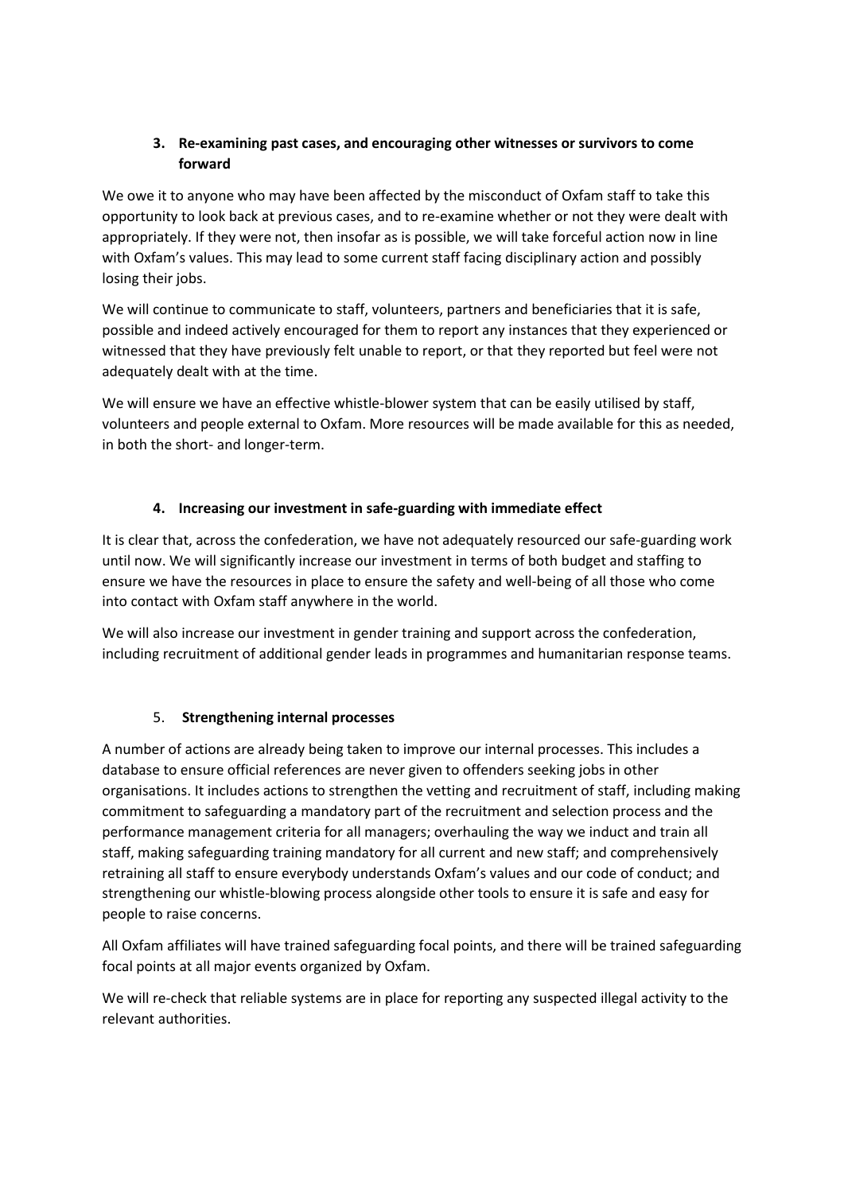### 3. Re-examining past cases, and encouraging other witnesses or survivors to come forward

We owe it to anyone who may have been affected by the misconduct of Oxfam staff to take this opportunity to look back at previous cases, and to re-examine whether or not they were dealt with appropriately. If they were not, then insofar as is possible, we will take forceful action now in line with Oxfam's values. This may lead to some current staff facing disciplinary action and possibly losing their jobs.

We will continue to communicate to staff, volunteers, partners and beneficiaries that it is safe, possible and indeed actively encouraged for them to report any instances that they experienced or witnessed that they have previously felt unable to report, or that they reported but feel were not adequately dealt with at the time.

We will ensure we have an effective whistle-blower system that can be easily utilised by staff, volunteers and people external to Oxfam. More resources will be made available for this as needed, in both the short- and longer-term.

### 4. Increasing our investment in safe-guarding with immediate effect

It is clear that, across the confederation, we have not adequately resourced our safe-guarding work until now. We will significantly increase our investment in terms of both budget and staffing to ensure we have the resources in place to ensure the safety and well-being of all those who come into contact with Oxfam staff anywhere in the world.

We will also increase our investment in gender training and support across the confederation, including recruitment of additional gender leads in programmes and humanitarian response teams.

### 5. Strengthening internal processes

A number of actions are already being taken to improve our internal processes. This includes a database to ensure official references are never given to offenders seeking jobs in other organisations. It includes actions to strengthen the vetting and recruitment of staff, including making commitment to safeguarding a mandatory part of the recruitment and selection process and the performance management criteria for all managers; overhauling the way we induct and train all staff, making safeguarding training mandatory for all current and new staff; and comprehensively retraining all staff to ensure everybody understands Oxfam's values and our code of conduct; and strengthening our whistle-blowing process alongside other tools to ensure it is safe and easy for people to raise concerns.

All Oxfam affiliates will have trained safeguarding focal points, and there will be trained safeguarding focal points at all major events organized by Oxfam.

We will re-check that reliable systems are in place for reporting any suspected illegal activity to the relevant authorities.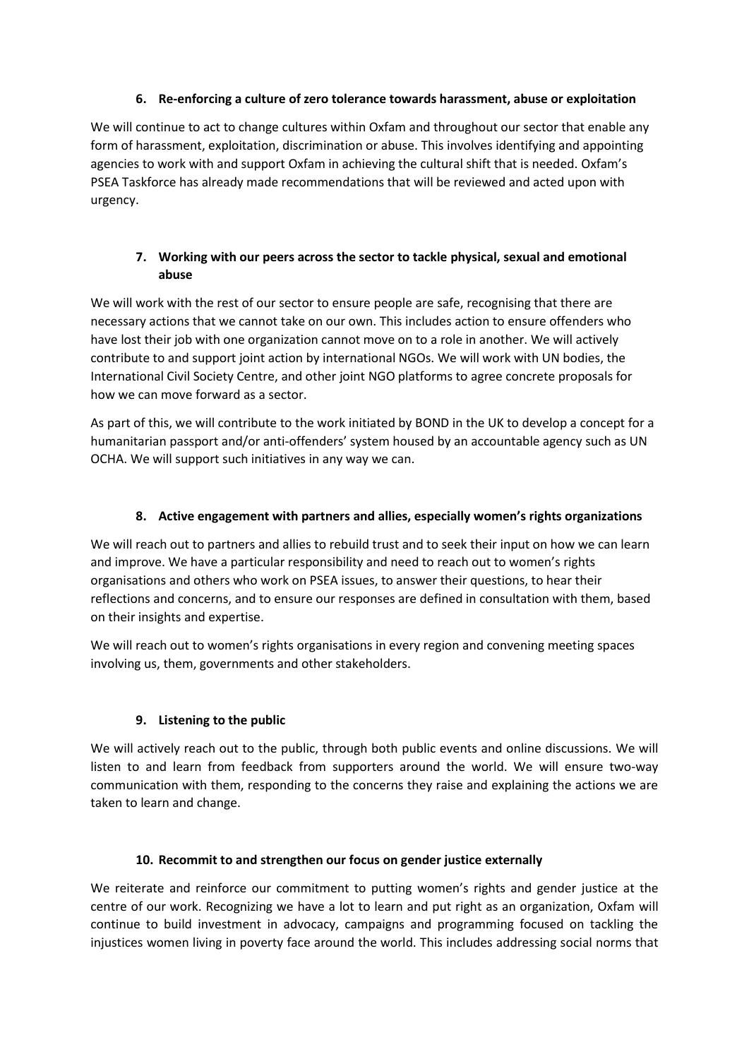### 6. Re-enforcing a culture of zero tolerance towards harassment, abuse or exploitation

We will continue to act to change cultures within Oxfam and throughout our sector that enable any form of harassment, exploitation, discrimination or abuse. This involves identifying and appointing agencies to work with and support Oxfam in achieving the cultural shift that is needed. Oxfam's PSEA Taskforce has already made recommendations that will be reviewed and acted upon with urgency.

### 7. Working with our peers across the sector to tackle physical, sexual and emotional abuse

We will work with the rest of our sector to ensure people are safe, recognising that there are necessary actions that we cannot take on our own. This includes action to ensure offenders who have lost their job with one organization cannot move on to a role in another. We will actively contribute to and support joint action by international NGOs. We will work with UN bodies, the International Civil Society Centre, and other joint NGO platforms to agree concrete proposals for how we can move forward as a sector.

As part of this, we will contribute to the work initiated by BOND in the UK to develop a concept for a humanitarian passport and/or anti-offenders' system housed by an accountable agency such as UN OCHA. We will support such initiatives in any way we can.

### 8. Active engagement with partners and allies, especially women's rights organizations

We will reach out to partners and allies to rebuild trust and to seek their input on how we can learn and improve. We have a particular responsibility and need to reach out to women's rights organisations and others who work on PSEA issues, to answer their questions, to hear their reflections and concerns, and to ensure our responses are defined in consultation with them, based on their insights and expertise.

We will reach out to women's rights organisations in every region and convening meeting spaces involving us, them, governments and other stakeholders.

### 9. Listening to the public

We will actively reach out to the public, through both public events and online discussions. We will listen to and learn from feedback from supporters around the world. We will ensure two-way communication with them, responding to the concerns they raise and explaining the actions we are taken to learn and change.

### 10. Recommit to and strengthen our focus on gender justice externally

We reiterate and reinforce our commitment to putting women's rights and gender justice at the centre of our work. Recognizing we have a lot to learn and put right as an organization, Oxfam will continue to build investment in advocacy, campaigns and programming focused on tackling the injustices women living in poverty face around the world. This includes addressing social norms that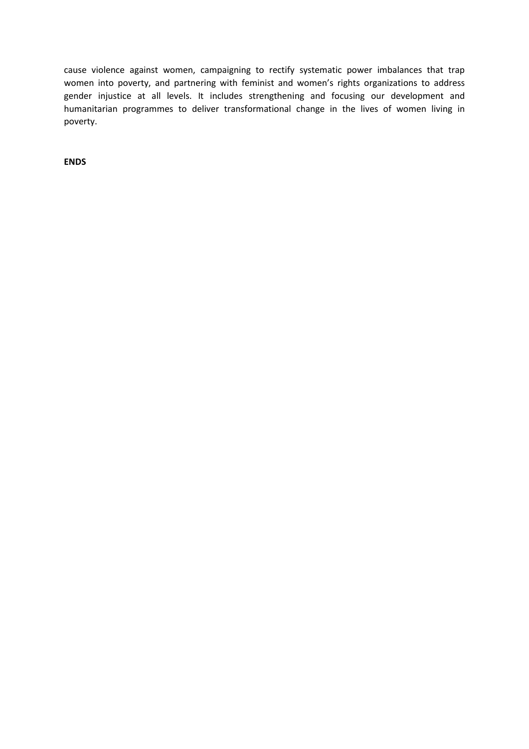cause violence against women, campaigning to rectify systematic power imbalances that trap women into poverty, and partnering with feminist and women's rights organizations to address gender injustice at all levels. It includes strengthening and focusing our development and humanitarian programmes to deliver transformational change in the lives of women living in poverty.

**ENDS**